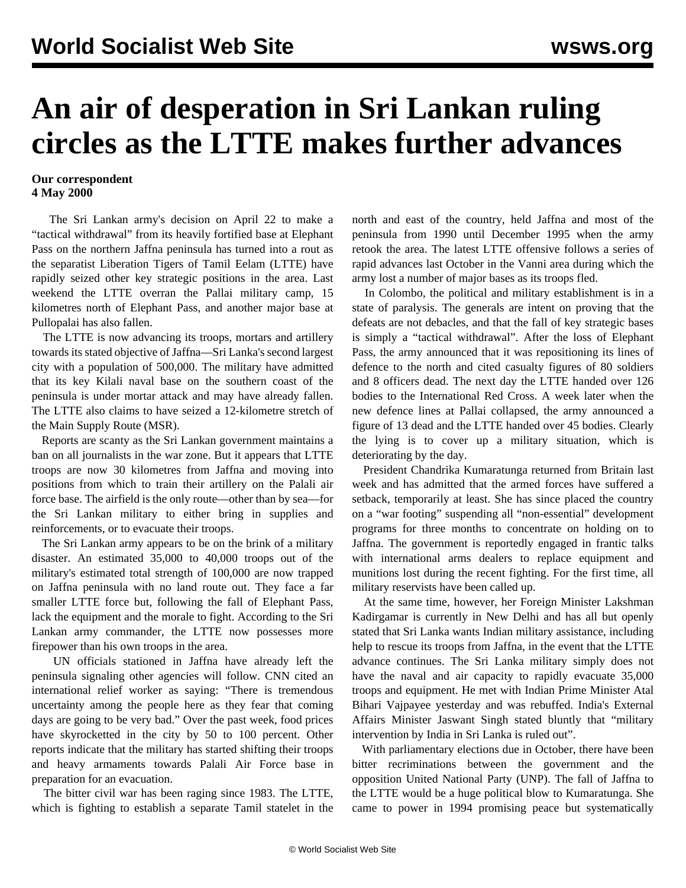# An air of desperation in Sri Lankan ruling circles as the LTTE makes further advances

**Our correspondent**
**4 May 2000**

The Sri Lankan army's decision on April 22 to make a "tactical withdrawal" from its heavily fortified base at Elephant Pass on the northern Jaffna peninsula has turned into a rout as the separatist Liberation Tigers of Tamil Eelam (LTTE) have rapidly seized other key strategic positions in the area. Last weekend the LTTE overran the Pallai military camp, 15 kilometres north of Elephant Pass, and another major base at Pullopalai has also fallen.

The LTTE is now advancing its troops, mortars and artillery towards its stated objective of Jaffna—Sri Lanka's second largest city with a population of 500,000. The military have admitted that its key Kilali naval base on the southern coast of the peninsula is under mortar attack and may have already fallen. The LTTE also claims to have seized a 12-kilometre stretch of the Main Supply Route (MSR).

Reports are scanty as the Sri Lankan government maintains a ban on all journalists in the war zone. But it appears that LTTE troops are now 30 kilometres from Jaffna and moving into positions from which to train their artillery on the Palali air force base. The airfield is the only route—other than by sea—for the Sri Lankan military to either bring in supplies and reinforcements, or to evacuate their troops.

The Sri Lankan army appears to be on the brink of a military disaster. An estimated 35,000 to 40,000 troops out of the military's estimated total strength of 100,000 are now trapped on Jaffna peninsula with no land route out. They face a far smaller LTTE force but, following the fall of Elephant Pass, lack the equipment and the morale to fight. According to the Sri Lankan army commander, the LTTE now possesses more firepower than his own troops in the area.

UN officials stationed in Jaffna have already left the peninsula signaling other agencies will follow. CNN cited an international relief worker as saying: "There is tremendous uncertainty among the people here as they fear that coming days are going to be very bad." Over the past week, food prices have skyrocketted in the city by 50 to 100 percent. Other reports indicate that the military has started shifting their troops and heavy armaments towards Palali Air Force base in preparation for an evacuation.

The bitter civil war has been raging since 1983. The LTTE, which is fighting to establish a separate Tamil statelet in the north and east of the country, held Jaffna and most of the peninsula from 1990 until December 1995 when the army retook the area. The latest LTTE offensive follows a series of rapid advances last October in the Vanni area during which the army lost a number of major bases as its troops fled.

In Colombo, the political and military establishment is in a state of paralysis. The generals are intent on proving that the defeats are not debacles, and that the fall of key strategic bases is simply a "tactical withdrawal". After the loss of Elephant Pass, the army announced that it was repositioning its lines of defence to the north and cited casualty figures of 80 soldiers and 8 officers dead. The next day the LTTE handed over 126 bodies to the International Red Cross. A week later when the new defence lines at Pallai collapsed, the army announced a figure of 13 dead and the LTTE handed over 45 bodies. Clearly the lying is to cover up a military situation, which is deteriorating by the day.

President Chandrika Kumaratunga returned from Britain last week and has admitted that the armed forces have suffered a setback, temporarily at least. She has since placed the country on a "war footing" suspending all "non-essential" development programs for three months to concentrate on holding on to Jaffna. The government is reportedly engaged in frantic talks with international arms dealers to replace equipment and munitions lost during the recent fighting. For the first time, all military reservists have been called up.

At the same time, however, her Foreign Minister Lakshman Kadirgamar is currently in New Delhi and has all but openly stated that Sri Lanka wants Indian military assistance, including help to rescue its troops from Jaffna, in the event that the LTTE advance continues. The Sri Lanka military simply does not have the naval and air capacity to rapidly evacuate 35,000 troops and equipment. He met with Indian Prime Minister Atal Bihari Vajpayee yesterday and was rebuffed. India's External Affairs Minister Jaswant Singh stated bluntly that "military intervention by India in Sri Lanka is ruled out".

With parliamentary elections due in October, there have been bitter recriminations between the government and the opposition United National Party (UNP). The fall of Jaffna to the LTTE would be a huge political blow to Kumaratunga. She came to power in 1994 promising peace but systematically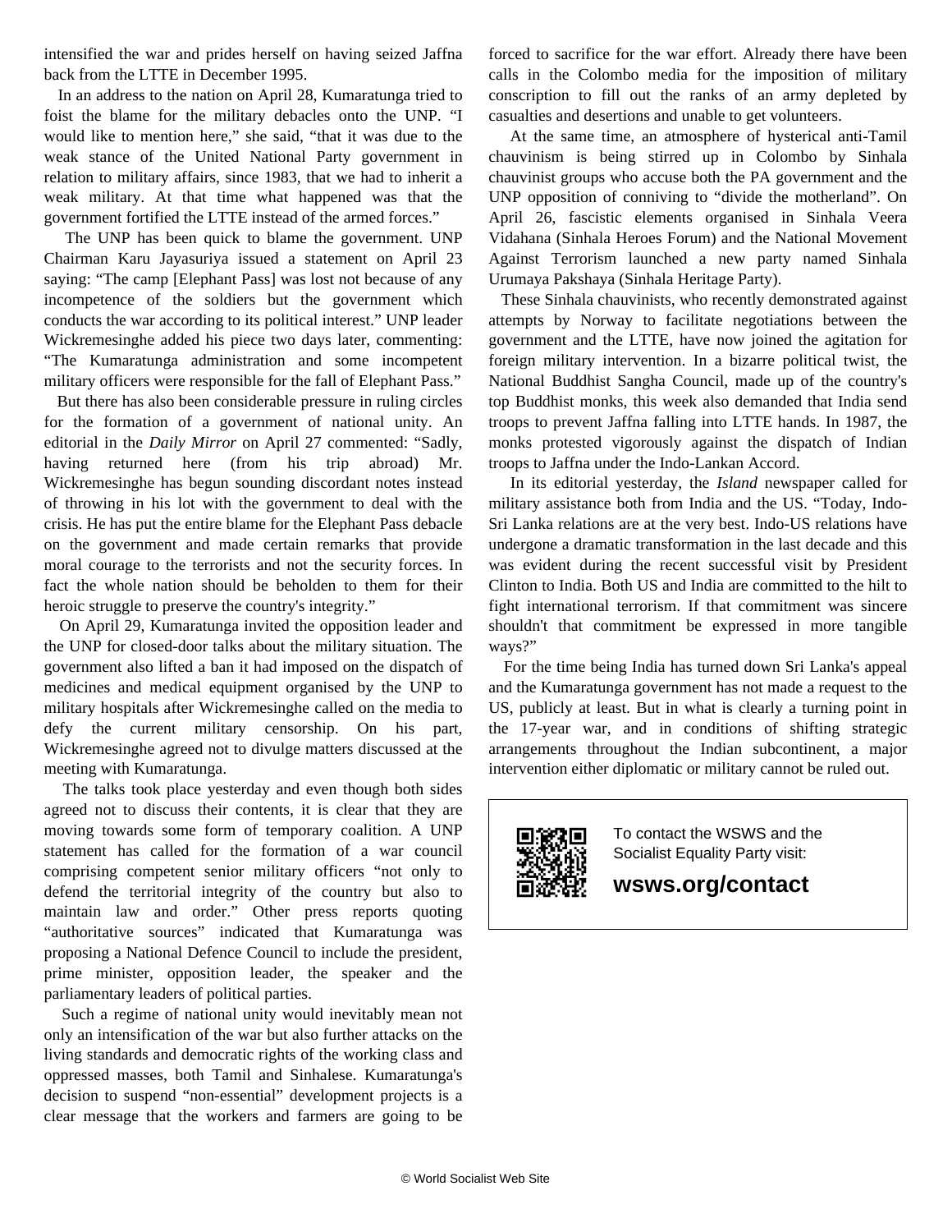intensified the war and prides herself on having seized Jaffna back from the LTTE in December 1995.

In an address to the nation on April 28, Kumaratunga tried to foist the blame for the military debacles onto the UNP. "I would like to mention here," she said, "that it was due to the weak stance of the United National Party government in relation to military affairs, since 1983, that we had to inherit a weak military. At that time what happened was that the government fortified the LTTE instead of the armed forces."

The UNP has been quick to blame the government. UNP Chairman Karu Jayasuriya issued a statement on April 23 saying: "The camp [Elephant Pass] was lost not because of any incompetence of the soldiers but the government which conducts the war according to its political interest." UNP leader Wickremesinghe added his piece two days later, commenting: "The Kumaratunga administration and some incompetent military officers were responsible for the fall of Elephant Pass."

But there has also been considerable pressure in ruling circles for the formation of a government of national unity. An editorial in the *Daily Mirror* on April 27 commented: "Sadly, having returned here (from his trip abroad) Mr. Wickremesinghe has begun sounding discordant notes instead of throwing in his lot with the government to deal with the crisis. He has put the entire blame for the Elephant Pass debacle on the government and made certain remarks that provide moral courage to the terrorists and not the security forces. In fact the whole nation should be beholden to them for their heroic struggle to preserve the country's integrity."

On April 29, Kumaratunga invited the opposition leader and the UNP for closed-door talks about the military situation. The government also lifted a ban it had imposed on the dispatch of medicines and medical equipment organised by the UNP to military hospitals after Wickremesinghe called on the media to defy the current military censorship. On his part, Wickremesinghe agreed not to divulge matters discussed at the meeting with Kumaratunga.

The talks took place yesterday and even though both sides agreed not to discuss their contents, it is clear that they are moving towards some form of temporary coalition. A UNP statement has called for the formation of a war council comprising competent senior military officers "not only to defend the territorial integrity of the country but also to maintain law and order." Other press reports quoting "authoritative sources" indicated that Kumaratunga was proposing a National Defence Council to include the president, prime minister, opposition leader, the speaker and the parliamentary leaders of political parties.

Such a regime of national unity would inevitably mean not only an intensification of the war but also further attacks on the living standards and democratic rights of the working class and oppressed masses, both Tamil and Sinhalese. Kumaratunga's decision to suspend "non-essential" development projects is a clear message that the workers and farmers are going to be forced to sacrifice for the war effort. Already there have been calls in the Colombo media for the imposition of military conscription to fill out the ranks of an army depleted by casualties and desertions and unable to get volunteers.

At the same time, an atmosphere of hysterical anti-Tamil chauvinism is being stirred up in Colombo by Sinhala chauvinist groups who accuse both the PA government and the UNP opposition of conniving to "divide the motherland". On April 26, fascistic elements organised in Sinhala Veera Vidahana (Sinhala Heroes Forum) and the National Movement Against Terrorism launched a new party named Sinhala Urumaya Pakshaya (Sinhala Heritage Party).

These Sinhala chauvinists, who recently demonstrated against attempts by Norway to facilitate negotiations between the government and the LTTE, have now joined the agitation for foreign military intervention. In a bizarre political twist, the National Buddhist Sangha Council, made up of the country's top Buddhist monks, this week also demanded that India send troops to prevent Jaffna falling into LTTE hands. In 1987, the monks protested vigorously against the dispatch of Indian troops to Jaffna under the Indo-Lankan Accord.

In its editorial yesterday, the *Island* newspaper called for military assistance both from India and the US. "Today, Indo-Sri Lanka relations are at the very best. Indo-US relations have undergone a dramatic transformation in the last decade and this was evident during the recent successful visit by President Clinton to India. Both US and India are committed to the hilt to fight international terrorism. If that commitment was sincere shouldn't that commitment be expressed in more tangible ways?"

For the time being India has turned down Sri Lanka's appeal and the Kumaratunga government has not made a request to the US, publicly at least. But in what is clearly a turning point in the 17-year war, and in conditions of shifting strategic arrangements throughout the Indian subcontinent, a major intervention either diplomatic or military cannot be ruled out.

To contact the WSWS and the Socialist Equality Party visit:

**wsws.org/contact**